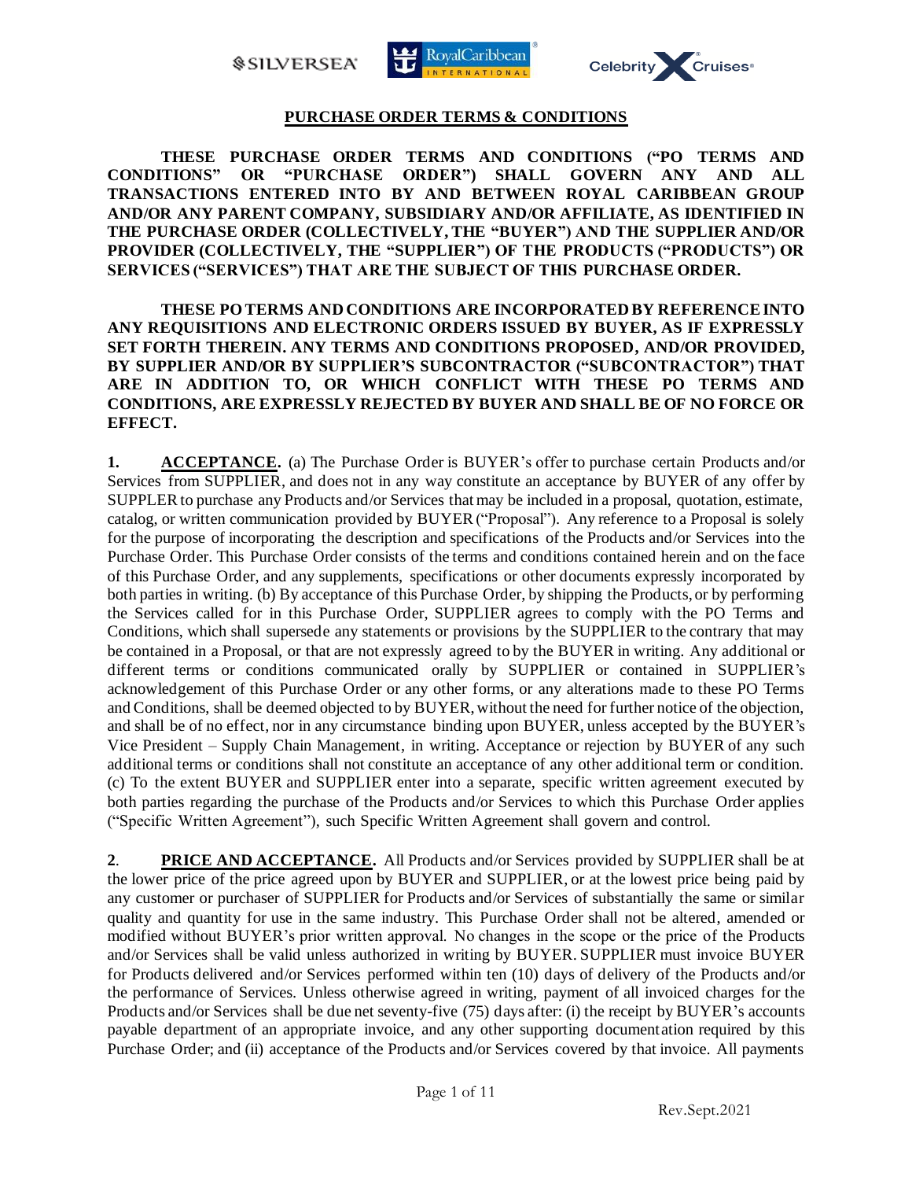# PURCHASE ORDER TERMS & CONDITIONS

**THESE PURCHASE ORDER TERMS AND CONDITIONS ("PO TERMS AND CONDITIONS" OR "PURCHASE ORDER") SHALL GOVERN ANY AND ALL TRANSACTIONS ENTERED INTO BY AND BETWEEN ROYAL CARIBBEAN GROUP AND/OR ANY PARENT COMPANY, SUBSIDIARY AND/OR AFFILIATE, AS IDENTIFIED IN THE PURCHASE ORDER (COLLECTIVELY, THE "BUYER") AND THE SUPPLIER AND/OR PROVIDER (COLLECTIVELY, THE "SUPPLIER") OF THE PRODUCTS ("PRODUCTS") OR SERVICES ("SERVICES") THAT ARE THE SUBJECT OF THIS PURCHASE ORDER.**

**THESE PO TERMS AND CONDITIONS ARE INCORPORATED BY REFERENCE INTO ANY REQUISITIONS AND ELECTRONIC ORDERS ISSUED BY BUYER, AS IF EXPRESSLY SET FORTH THEREIN. ANY TERMS AND CONDITIONS PROPOSED, AND/OR PROVIDED, BY SUPPLIER AND/OR BY SUPPLIER'S SUBCONTRACTOR ("SUBCONTRACTOR") THAT ARE IN ADDITION TO, OR WHICH CONFLICT WITH THESE PO TERMS AND CONDITIONS, ARE EXPRESSLY REJECTED BY BUYER AND SHALL BE OF NO FORCE OR EFFECT.**

**1. ACCEPTANCE.** (a) The Purchase Order is BUYER's offer to purchase certain Products and/or Services from SUPPLIER, and does not in any way constitute an acceptance by BUYER of any offer by SUPPLER to purchase any Products and/or Services that may be included in a proposal, quotation, estimate, catalog, or written communication provided by BUYER ("Proposal"). Any reference to a Proposal is solely for the purpose of incorporating the description and specifications of the Products and/or Services into the Purchase Order. This Purchase Order consists of the terms and conditions contained herein and on the face of this Purchase Order, and any supplements, specifications or other documents expressly incorporated by both parties in writing. (b) By acceptance of this Purchase Order, by shipping the Products, or by performing the Services called for in this Purchase Order, SUPPLIER agrees to comply with the PO Terms and Conditions, which shall supersede any statements or provisions by the SUPPLIER to the contrary that may be contained in a Proposal, or that are not expressly agreed to by the BUYER in writing. Any additional or different terms or conditions communicated orally by SUPPLIER or contained in SUPPLIER's acknowledgement of this Purchase Order or any other forms, or any alterations made to these PO Terms and Conditions, shall be deemed objected to by BUYER, without the need for further notice of the objection, and shall be of no effect, nor in any circumstance binding upon BUYER, unless accepted by the BUYER's Vice President – Supply Chain Management, in writing. Acceptance or rejection by BUYER of any such additional terms or conditions shall not constitute an acceptance of any other additional term or condition. (c) To the extent BUYER and SUPPLIER enter into a separate, specific written agreement executed by both parties regarding the purchase of the Products and/or Services to which this Purchase Order applies ("Specific Written Agreement"), such Specific Written Agreement shall govern and control.

**2. PRICE AND ACCEPTANCE.** All Products and/or Services provided by SUPPLIER shall be at the lower price of the price agreed upon by BUYER and SUPPLIER, or at the lowest price being paid by any customer or purchaser of SUPPLIER for Products and/or Services of substantially the same or similar quality and quantity for use in the same industry. This Purchase Order shall not be altered, amended or modified without BUYER's prior written approval. No changes in the scope or the price of the Products and/or Services shall be valid unless authorized in writing by BUYER. SUPPLIER must invoice BUYER for Products delivered and/or Services performed within ten (10) days of delivery of the Products and/or the performance of Services. Unless otherwise agreed in writing, payment of all invoiced charges for the Products and/or Services shall be due net seventy-five (75) days after: (i) the receipt by BUYER's accounts payable department of an appropriate invoice, and any other supporting documentation required by this Purchase Order; and (ii) acceptance of the Products and/or Services covered by that invoice. All payments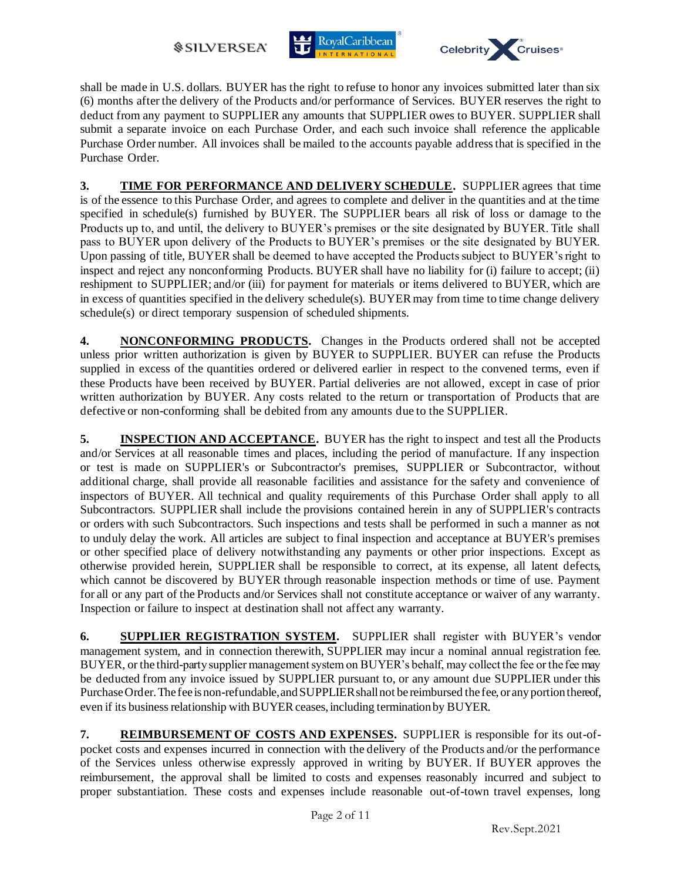shall be made in U.S. dollars. BUYER has the right to refuse to honor any invoices submitted later than six (6) months after the delivery of the Products and/or performance of Services. BUYER reserves the right to deduct from any payment to SUPPLIER any amounts that SUPPLIER owes to BUYER. SUPPLIER shall submit a separate invoice on each Purchase Order, and each such invoice shall reference the applicable Purchase Order number. All invoices shall be mailed to the accounts payable address that is specified in the Purchase Order.

**3. <u>TIME FOR PERFORMANCE AND DELIVERY SCHEDULE</u>.** SUPPLIER agrees that time is of the essence to this Purchase Order, and agrees to complete and deliver in the quantities and at the time specified in schedule(s) furnished by BUYER. The SUPPLIER bears all risk of loss or damage to the Products up to, and until, the delivery to BUYER's premises or the site designated by BUYER. Title shall pass to BUYER upon delivery of the Products to BUYER's premises or the site designated by BUYER. Upon passing of title, BUYER shall be deemed to have accepted the Products subject to BUYER's right to inspect and reject any nonconforming Products. BUYER shall have no liability for (i) failure to accept; (ii) reshipment to SUPPLIER; and/or (iii) for payment for materials or items delivered to BUYER, which are in excess of quantities specified in the delivery schedule(s). BUYER may from time to time change delivery schedule(s) or direct temporary suspension of scheduled shipments.

**4. <u>NONCONFORMING PRODUCTS</u>.** Changes in the Products ordered shall not be accepted unless prior written authorization is given by BUYER to SUPPLIER. BUYER can refuse the Products supplied in excess of the quantities ordered or delivered earlier in respect to the convened terms, even if these Products have been received by BUYER. Partial deliveries are not allowed, except in case of prior written authorization by BUYER. Any costs related to the return or transportation of Products that are defective or non-conforming shall be debited from any amounts due to the SUPPLIER.

**5. <u>INSPECTION AND ACCEPTANCE</u>.** BUYER has the right to inspect and test all the Products and/or Services at all reasonable times and places, including the period of manufacture. If any inspection or test is made on SUPPLIER's or Subcontractor's premises, SUPPLIER or Subcontractor, without additional charge, shall provide all reasonable facilities and assistance for the safety and convenience of inspectors of BUYER. All technical and quality requirements of this Purchase Order shall apply to all Subcontractors. SUPPLIER shall include the provisions contained herein in any of SUPPLIER's contracts or orders with such Subcontractors. Such inspections and tests shall be performed in such a manner as not to unduly delay the work. All articles are subject to final inspection and acceptance at BUYER's premises or other specified place of delivery notwithstanding any payments or other prior inspections. Except as otherwise provided herein, SUPPLIER shall be responsible to correct, at its expense, all latent defects, which cannot be discovered by BUYER through reasonable inspection methods or time of use. Payment for all or any part of the Products and/or Services shall not constitute acceptance or waiver of any warranty. Inspection or failure to inspect at destination shall not affect any warranty.

**6. <u>SUPPLIER REGISTRATION SYSTEM</u>.** SUPPLIER shall register with BUYER's vendor management system, and in connection therewith, SUPPLIER may incur a nominal annual registration fee. BUYER, or the third-party supplier management system on BUYER's behalf, may collect the fee or the fee may be deducted from any invoice issued by SUPPLIER pursuant to, or any amount due SUPPLIER under this Purchase Order. The fee is non-refundable, and SUPPLIER shall not be reimbursed the fee, or any portion thereof, even if its business relationship with BUYER ceases, including termination by BUYER.

**7. <u>REIMBURSEMENT OF COSTS AND EXPENSES</u>.** SUPPLIER is responsible for its out-of-pocket costs and expenses incurred in connection with the delivery of the Products and/or the performance of the Services unless otherwise expressly approved in writing by BUYER. If BUYER approves the reimbursement, the approval shall be limited to costs and expenses reasonably incurred and subject to proper substantiation. These costs and expenses include reasonable out-of-town travel expenses, long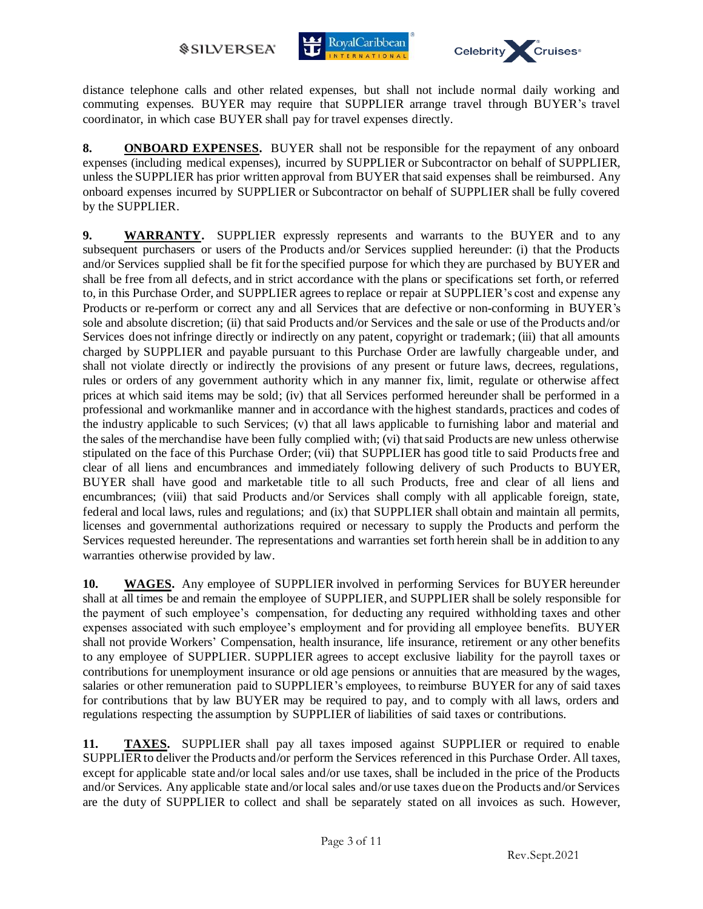distance telephone calls and other related expenses, but shall not include normal daily working and commuting expenses. BUYER may require that SUPPLIER arrange travel through BUYER's travel coordinator, in which case BUYER shall pay for travel expenses directly.

**8. ONBOARD EXPENSES.** BUYER shall not be responsible for the repayment of any onboard expenses (including medical expenses), incurred by SUPPLIER or Subcontractor on behalf of SUPPLIER, unless the SUPPLIER has prior written approval from BUYER that said expenses shall be reimbursed. Any onboard expenses incurred by SUPPLIER or Subcontractor on behalf of SUPPLIER shall be fully covered by the SUPPLIER.

**9. WARRANTY.** SUPPLIER expressly represents and warrants to the BUYER and to any subsequent purchasers or users of the Products and/or Services supplied hereunder: (i) that the Products and/or Services supplied shall be fit for the specified purpose for which they are purchased by BUYER and shall be free from all defects, and in strict accordance with the plans or specifications set forth, or referred to, in this Purchase Order, and SUPPLIER agrees to replace or repair at SUPPLIER's cost and expense any Products or re-perform or correct any and all Services that are defective or non-conforming in BUYER's sole and absolute discretion; (ii) that said Products and/or Services and the sale or use of the Products and/or Services does not infringe directly or indirectly on any patent, copyright or trademark; (iii) that all amounts charged by SUPPLIER and payable pursuant to this Purchase Order are lawfully chargeable under, and shall not violate directly or indirectly the provisions of any present or future laws, decrees, regulations, rules or orders of any government authority which in any manner fix, limit, regulate or otherwise affect prices at which said items may be sold; (iv) that all Services performed hereunder shall be performed in a professional and workmanlike manner and in accordance with the highest standards, practices and codes of the industry applicable to such Services; (v) that all laws applicable to furnishing labor and material and the sales of the merchandise have been fully complied with; (vi) that said Products are new unless otherwise stipulated on the face of this Purchase Order; (vii) that SUPPLIER has good title to said Products free and clear of all liens and encumbrances and immediately following delivery of such Products to BUYER, BUYER shall have good and marketable title to all such Products, free and clear of all liens and encumbrances; (viii) that said Products and/or Services shall comply with all applicable foreign, state, federal and local laws, rules and regulations; and (ix) that SUPPLIER shall obtain and maintain all permits, licenses and governmental authorizations required or necessary to supply the Products and perform the Services requested hereunder. The representations and warranties set forth herein shall be in addition to any warranties otherwise provided by law.

**10. WAGES.** Any employee of SUPPLIER involved in performing Services for BUYER hereunder shall at all times be and remain the employee of SUPPLIER, and SUPPLIER shall be solely responsible for the payment of such employee's compensation, for deducting any required withholding taxes and other expenses associated with such employee's employment and for providing all employee benefits. BUYER shall not provide Workers' Compensation, health insurance, life insurance, retirement or any other benefits to any employee of SUPPLIER. SUPPLIER agrees to accept exclusive liability for the payroll taxes or contributions for unemployment insurance or old age pensions or annuities that are measured by the wages, salaries or other remuneration paid to SUPPLIER's employees, to reimburse BUYER for any of said taxes for contributions that by law BUYER may be required to pay, and to comply with all laws, orders and regulations respecting the assumption by SUPPLIER of liabilities of said taxes or contributions.

**11. TAXES.** SUPPLIER shall pay all taxes imposed against SUPPLIER or required to enable SUPPLIER to deliver the Products and/or perform the Services referenced in this Purchase Order. All taxes, except for applicable state and/or local sales and/or use taxes, shall be included in the price of the Products and/or Services. Any applicable state and/or local sales and/or use taxes due on the Products and/or Services are the duty of SUPPLIER to collect and shall be separately stated on all invoices as such. However,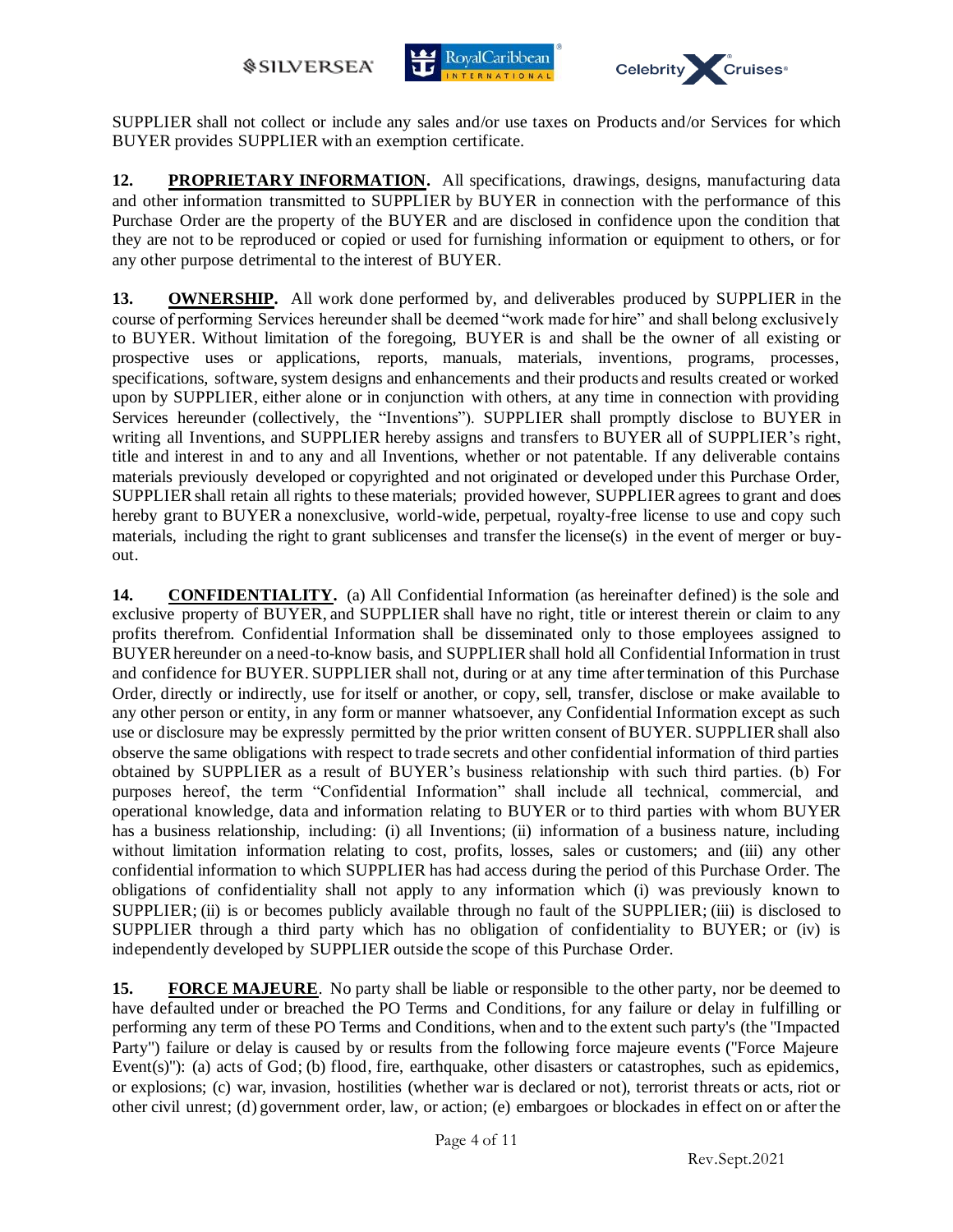SUPPLIER shall not collect or include any sales and/or use taxes on Products and/or Services for which BUYER provides SUPPLIER with an exemption certificate.

**12. PROPRIETARY INFORMATION.** All specifications, drawings, designs, manufacturing data and other information transmitted to SUPPLIER by BUYER in connection with the performance of this Purchase Order are the property of the BUYER and are disclosed in confidence upon the condition that they are not to be reproduced or copied or used for furnishing information or equipment to others, or for any other purpose detrimental to the interest of BUYER.

**13. OWNERSHIP.** All work done performed by, and deliverables produced by SUPPLIER in the course of performing Services hereunder shall be deemed "work made for hire" and shall belong exclusively to BUYER. Without limitation of the foregoing, BUYER is and shall be the owner of all existing or prospective uses or applications, reports, manuals, materials, inventions, programs, processes, specifications, software, system designs and enhancements and their products and results created or worked upon by SUPPLIER, either alone or in conjunction with others, at any time in connection with providing Services hereunder (collectively, the "Inventions"). SUPPLIER shall promptly disclose to BUYER in writing all Inventions, and SUPPLIER hereby assigns and transfers to BUYER all of SUPPLIER's right, title and interest in and to any and all Inventions, whether or not patentable. If any deliverable contains materials previously developed or copyrighted and not originated or developed under this Purchase Order, SUPPLIER shall retain all rights to these materials; provided however, SUPPLIER agrees to grant and does hereby grant to BUYER a nonexclusive, world-wide, perpetual, royalty-free license to use and copy such materials, including the right to grant sublicenses and transfer the license(s) in the event of merger or buy-out.

**14. CONFIDENTIALITY.** (a) All Confidential Information (as hereinafter defined) is the sole and exclusive property of BUYER, and SUPPLIER shall have no right, title or interest therein or claim to any profits therefrom. Confidential Information shall be disseminated only to those employees assigned to BUYER hereunder on a need-to-know basis, and SUPPLIER shall hold all Confidential Information in trust and confidence for BUYER. SUPPLIER shall not, during or at any time after termination of this Purchase Order, directly or indirectly, use for itself or another, or copy, sell, transfer, disclose or make available to any other person or entity, in any form or manner whatsoever, any Confidential Information except as such use or disclosure may be expressly permitted by the prior written consent of BUYER. SUPPLIER shall also observe the same obligations with respect to trade secrets and other confidential information of third parties obtained by SUPPLIER as a result of BUYER's business relationship with such third parties. (b) For purposes hereof, the term "Confidential Information" shall include all technical, commercial, and operational knowledge, data and information relating to BUYER or to third parties with whom BUYER has a business relationship, including: (i) all Inventions; (ii) information of a business nature, including without limitation information relating to cost, profits, losses, sales or customers; and (iii) any other confidential information to which SUPPLIER has had access during the period of this Purchase Order. The obligations of confidentiality shall not apply to any information which (i) was previously known to SUPPLIER; (ii) is or becomes publicly available through no fault of the SUPPLIER; (iii) is disclosed to SUPPLIER through a third party which has no obligation of confidentiality to BUYER; or (iv) is independently developed by SUPPLIER outside the scope of this Purchase Order.

**15. FORCE MAJEURE**. No party shall be liable or responsible to the other party, nor be deemed to have defaulted under or breached the PO Terms and Conditions, for any failure or delay in fulfilling or performing any term of these PO Terms and Conditions, when and to the extent such party's (the "Impacted Party") failure or delay is caused by or results from the following force majeure events ("Force Majeure Event(s)"): (a) acts of God; (b) flood, fire, earthquake, other disasters or catastrophes, such as epidemics, or explosions; (c) war, invasion, hostilities (whether war is declared or not), terrorist threats or acts, riot or other civil unrest; (d) government order, law, or action; (e) embargoes or blockades in effect on or after the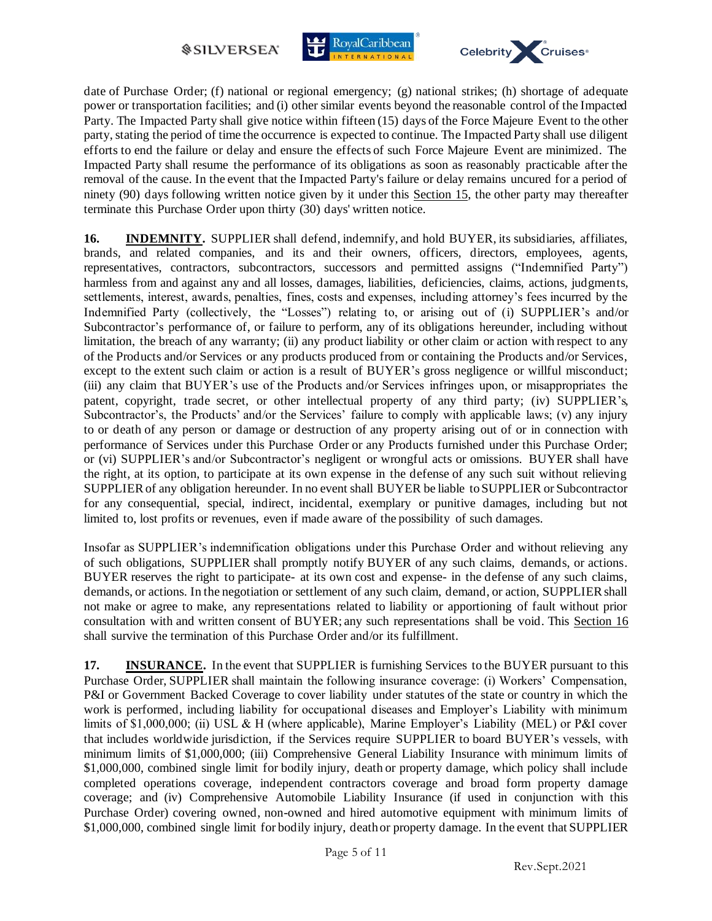date of Purchase Order; (f) national or regional emergency; (g) national strikes; (h) shortage of adequate power or transportation facilities; and (i) other similar events beyond the reasonable control of the Impacted Party. The Impacted Party shall give notice within fifteen (15) days of the Force Majeure Event to the other party, stating the period of time the occurrence is expected to continue. The Impacted Party shall use diligent efforts to end the failure or delay and ensure the effects of such Force Majeure Event are minimized. The Impacted Party shall resume the performance of its obligations as soon as reasonably practicable after the removal of the cause. In the event that the Impacted Party's failure or delay remains uncured for a period of ninety (90) days following written notice given by it under this Section 15, the other party may thereafter terminate this Purchase Order upon thirty (30) days' written notice.

**16. INDEMNITY.** SUPPLIER shall defend, indemnify, and hold BUYER, its subsidiaries, affiliates, brands, and related companies, and its and their owners, officers, directors, employees, agents, representatives, contractors, subcontractors, successors and permitted assigns ("Indemnified Party") harmless from and against any and all losses, damages, liabilities, deficiencies, claims, actions, judgments, settlements, interest, awards, penalties, fines, costs and expenses, including attorney's fees incurred by the Indemnified Party (collectively, the "Losses") relating to, or arising out of (i) SUPPLIER's and/or Subcontractor's performance of, or failure to perform, any of its obligations hereunder, including without limitation, the breach of any warranty; (ii) any product liability or other claim or action with respect to any of the Products and/or Services or any products produced from or containing the Products and/or Services, except to the extent such claim or action is a result of BUYER's gross negligence or willful misconduct; (iii) any claim that BUYER's use of the Products and/or Services infringes upon, or misappropriates the patent, copyright, trade secret, or other intellectual property of any third party; (iv) SUPPLIER's, Subcontractor's, the Products' and/or the Services' failure to comply with applicable laws; (v) any injury to or death of any person or damage or destruction of any property arising out of or in connection with performance of Services under this Purchase Order or any Products furnished under this Purchase Order; or (vi) SUPPLIER's and/or Subcontractor's negligent or wrongful acts or omissions. BUYER shall have the right, at its option, to participate at its own expense in the defense of any such suit without relieving SUPPLIER of any obligation hereunder. In no event shall BUYER be liable to SUPPLIER or Subcontractor for any consequential, special, indirect, incidental, exemplary or punitive damages, including but not limited to, lost profits or revenues, even if made aware of the possibility of such damages.

Insofar as SUPPLIER's indemnification obligations under this Purchase Order and without relieving any of such obligations, SUPPLIER shall promptly notify BUYER of any such claims, demands, or actions. BUYER reserves the right to participate- at its own cost and expense- in the defense of any such claims, demands, or actions. In the negotiation or settlement of any such claim, demand, or action, SUPPLIER shall not make or agree to make, any representations related to liability or apportioning of fault without prior consultation with and written consent of BUYER; any such representations shall be void. This Section 16 shall survive the termination of this Purchase Order and/or its fulfillment.

**17. INSURANCE.** In the event that SUPPLIER is furnishing Services to the BUYER pursuant to this Purchase Order, SUPPLIER shall maintain the following insurance coverage: (i) Workers' Compensation, P&I or Government Backed Coverage to cover liability under statutes of the state or country in which the work is performed, including liability for occupational diseases and Employer's Liability with minimum limits of $1,000,000; (ii) USL & H (where applicable), Marine Employer's Liability (MEL) or P&I cover that includes worldwide jurisdiction, if the Services require SUPPLIER to board BUYER's vessels, with minimum limits of $1,000,000; (iii) Comprehensive General Liability Insurance with minimum limits of $1,000,000, combined single limit for bodily injury, death or property damage, which policy shall include completed operations coverage, independent contractors coverage and broad form property damage coverage; and (iv) Comprehensive Automobile Liability Insurance (if used in conjunction with this Purchase Order) covering owned, non-owned and hired automotive equipment with minimum limits of $1,000,000, combined single limit for bodily injury, death or property damage. In the event that SUPPLIER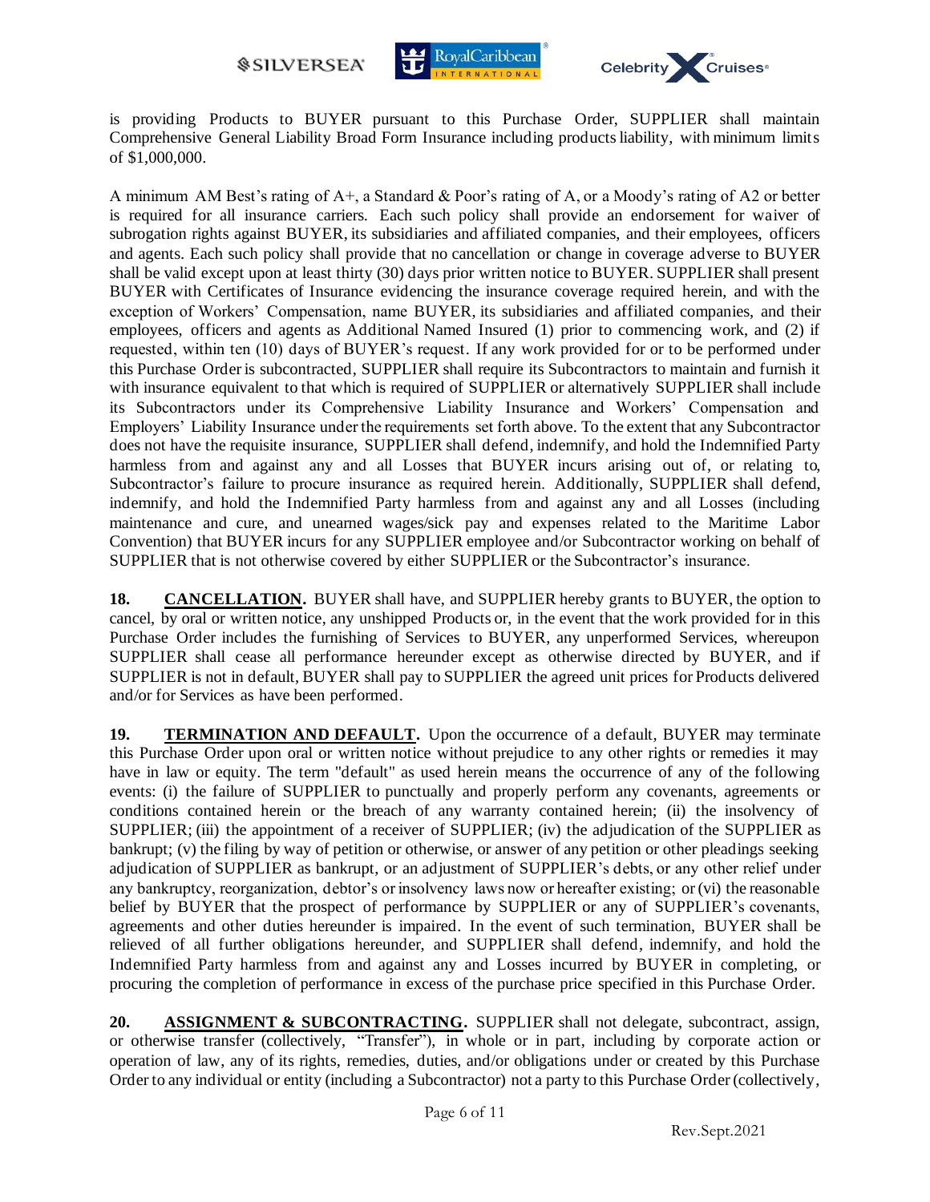is providing Products to BUYER pursuant to this Purchase Order, SUPPLIER shall maintain Comprehensive General Liability Broad Form Insurance including products liability, with minimum limits of $1,000,000.

A minimum AM Best's rating of A+, a Standard & Poor's rating of A, or a Moody's rating of A2 or better is required for all insurance carriers. Each such policy shall provide an endorsement for waiver of subrogation rights against BUYER, its subsidiaries and affiliated companies, and their employees, officers and agents. Each such policy shall provide that no cancellation or change in coverage adverse to BUYER shall be valid except upon at least thirty (30) days prior written notice to BUYER. SUPPLIER shall present BUYER with Certificates of Insurance evidencing the insurance coverage required herein, and with the exception of Workers' Compensation, name BUYER, its subsidiaries and affiliated companies, and their employees, officers and agents as Additional Named Insured (1) prior to commencing work, and (2) if requested, within ten (10) days of BUYER's request. If any work provided for or to be performed under this Purchase Order is subcontracted, SUPPLIER shall require its Subcontractors to maintain and furnish it with insurance equivalent to that which is required of SUPPLIER or alternatively SUPPLIER shall include its Subcontractors under its Comprehensive Liability Insurance and Workers' Compensation and Employers' Liability Insurance under the requirements set forth above. To the extent that any Subcontractor does not have the requisite insurance, SUPPLIER shall defend, indemnify, and hold the Indemnified Party harmless from and against any and all Losses that BUYER incurs arising out of, or relating to, Subcontractor's failure to procure insurance as required herein. Additionally, SUPPLIER shall defend, indemnify, and hold the Indemnified Party harmless from and against any and all Losses (including maintenance and cure, and unearned wages/sick pay and expenses related to the Maritime Labor Convention) that BUYER incurs for any SUPPLIER employee and/or Subcontractor working on behalf of SUPPLIER that is not otherwise covered by either SUPPLIER or the Subcontractor's insurance.

**18. CANCELLATION.** BUYER shall have, and SUPPLIER hereby grants to BUYER, the option to cancel, by oral or written notice, any unshipped Products or, in the event that the work provided for in this Purchase Order includes the furnishing of Services to BUYER, any unperformed Services, whereupon SUPPLIER shall cease all performance hereunder except as otherwise directed by BUYER, and if SUPPLIER is not in default, BUYER shall pay to SUPPLIER the agreed unit prices for Products delivered and/or for Services as have been performed.

**19. TERMINATION AND DEFAULT.** Upon the occurrence of a default, BUYER may terminate this Purchase Order upon oral or written notice without prejudice to any other rights or remedies it may have in law or equity. The term "default" as used herein means the occurrence of any of the following events: (i) the failure of SUPPLIER to punctually and properly perform any covenants, agreements or conditions contained herein or the breach of any warranty contained herein; (ii) the insolvency of SUPPLIER; (iii) the appointment of a receiver of SUPPLIER; (iv) the adjudication of the SUPPLIER as bankrupt; (v) the filing by way of petition or otherwise, or answer of any petition or other pleadings seeking adjudication of SUPPLIER as bankrupt, or an adjustment of SUPPLIER's debts, or any other relief under any bankruptcy, reorganization, debtor's or insolvency laws now or hereafter existing; or (vi) the reasonable belief by BUYER that the prospect of performance by SUPPLIER or any of SUPPLIER's covenants, agreements and other duties hereunder is impaired. In the event of such termination, BUYER shall be relieved of all further obligations hereunder, and SUPPLIER shall defend, indemnify, and hold the Indemnified Party harmless from and against any and Losses incurred by BUYER in completing, or procuring the completion of performance in excess of the purchase price specified in this Purchase Order.

**20. ASSIGNMENT & SUBCONTRACTING.** SUPPLIER shall not delegate, subcontract, assign, or otherwise transfer (collectively, "Transfer"), in whole or in part, including by corporate action or operation of law, any of its rights, remedies, duties, and/or obligations under or created by this Purchase Order to any individual or entity (including a Subcontractor) not a party to this Purchase Order (collectively,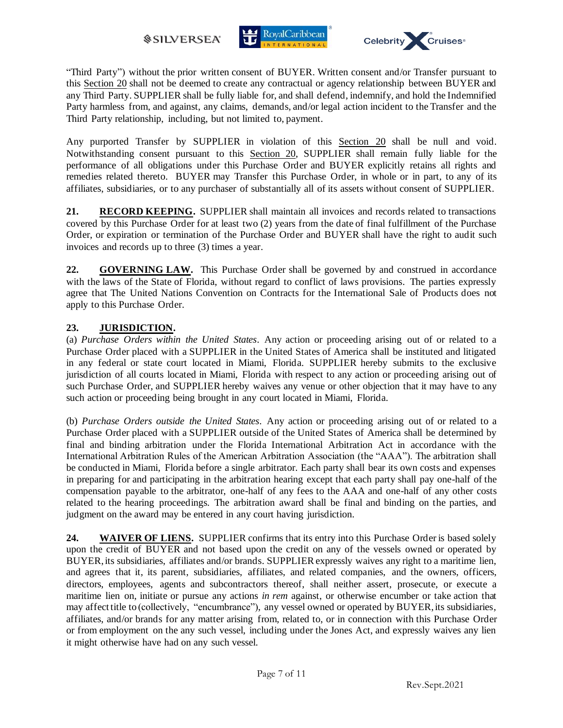"Third Party") without the prior written consent of BUYER. Written consent and/or Transfer pursuant to this Section 20 shall not be deemed to create any contractual or agency relationship between BUYER and any Third Party. SUPPLIER shall be fully liable for, and shall defend, indemnify, and hold the Indemnified Party harmless from, and against, any claims, demands, and/or legal action incident to the Transfer and the Third Party relationship, including, but not limited to, payment.

Any purported Transfer by SUPPLIER in violation of this Section 20 shall be null and void. Notwithstanding consent pursuant to this Section 20, SUPPLIER shall remain fully liable for the performance of all obligations under this Purchase Order and BUYER explicitly retains all rights and remedies related thereto. BUYER may Transfer this Purchase Order, in whole or in part, to any of its affiliates, subsidiaries, or to any purchaser of substantially all of its assets without consent of SUPPLIER.

**21. RECORD KEEPING.** SUPPLIER shall maintain all invoices and records related to transactions covered by this Purchase Order for at least two (2) years from the date of final fulfillment of the Purchase Order, or expiration or termination of the Purchase Order and BUYER shall have the right to audit such invoices and records up to three (3) times a year.

**22. GOVERNING LAW.** This Purchase Order shall be governed by and construed in accordance with the laws of the State of Florida, without regard to conflict of laws provisions. The parties expressly agree that The United Nations Convention on Contracts for the International Sale of Products does not apply to this Purchase Order.

**23. JURISDICTION.**

(a) *Purchase Orders within the United States*. Any action or proceeding arising out of or related to a Purchase Order placed with a SUPPLIER in the United States of America shall be instituted and litigated in any federal or state court located in Miami, Florida. SUPPLIER hereby submits to the exclusive jurisdiction of all courts located in Miami, Florida with respect to any action or proceeding arising out of such Purchase Order, and SUPPLIER hereby waives any venue or other objection that it may have to any such action or proceeding being brought in any court located in Miami, Florida.

(b) *Purchase Orders outside the United States*. Any action or proceeding arising out of or related to a Purchase Order placed with a SUPPLIER outside of the United States of America shall be determined by final and binding arbitration under the Florida International Arbitration Act in accordance with the International Arbitration Rules of the American Arbitration Association (the "AAA"). The arbitration shall be conducted in Miami, Florida before a single arbitrator. Each party shall bear its own costs and expenses in preparing for and participating in the arbitration hearing except that each party shall pay one-half of the compensation payable to the arbitrator, one-half of any fees to the AAA and one-half of any other costs related to the hearing proceedings. The arbitration award shall be final and binding on the parties, and judgment on the award may be entered in any court having jurisdiction.

**24. WAIVER OF LIENS.** SUPPLIER confirms that its entry into this Purchase Order is based solely upon the credit of BUYER and not based upon the credit on any of the vessels owned or operated by BUYER, its subsidiaries, affiliates and/or brands. SUPPLIER expressly waives any right to a maritime lien, and agrees that it, its parent, subsidiaries, affiliates, and related companies, and the owners, officers, directors, employees, agents and subcontractors thereof, shall neither assert, prosecute, or execute a maritime lien on, initiate or pursue any actions *in rem* against, or otherwise encumber or take action that may affect title to (collectively, "encumbrance"), any vessel owned or operated by BUYER, its subsidiaries, affiliates, and/or brands for any matter arising from, related to, or in connection with this Purchase Order or from employment on the any such vessel, including under the Jones Act, and expressly waives any lien it might otherwise have had on any such vessel.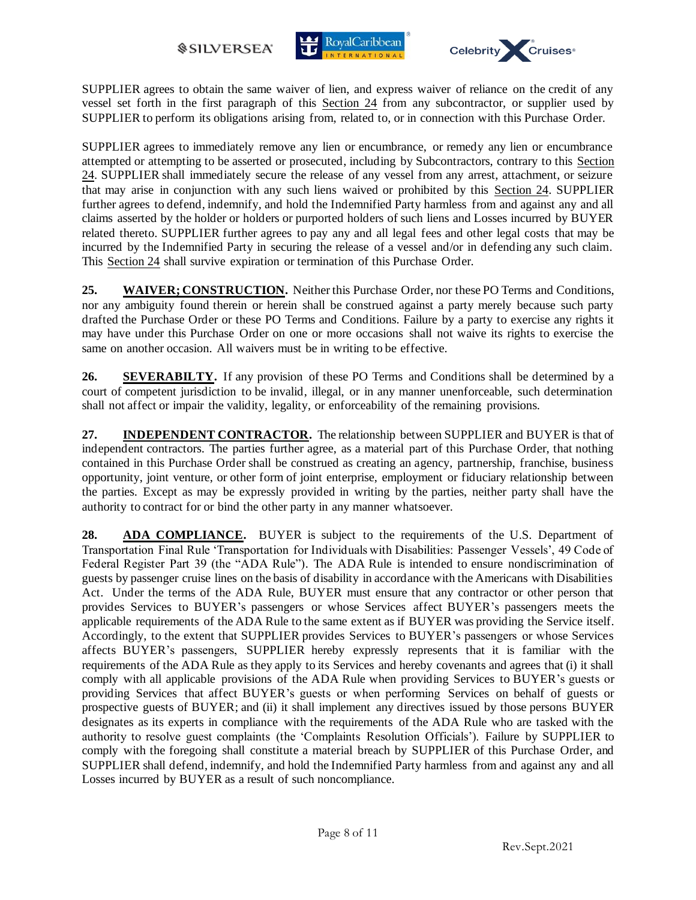SUPPLIER agrees to obtain the same waiver of lien, and express waiver of reliance on the credit of any vessel set forth in the first paragraph of this Section 24 from any subcontractor, or supplier used by SUPPLIER to perform its obligations arising from, related to, or in connection with this Purchase Order.

SUPPLIER agrees to immediately remove any lien or encumbrance, or remedy any lien or encumbrance attempted or attempting to be asserted or prosecuted, including by Subcontractors, contrary to this Section 24. SUPPLIER shall immediately secure the release of any vessel from any arrest, attachment, or seizure that may arise in conjunction with any such liens waived or prohibited by this Section 24. SUPPLIER further agrees to defend, indemnify, and hold the Indemnified Party harmless from and against any and all claims asserted by the holder or holders or purported holders of such liens and Losses incurred by BUYER related thereto. SUPPLIER further agrees to pay any and all legal fees and other legal costs that may be incurred by the Indemnified Party in securing the release of a vessel and/or in defending any such claim. This Section 24 shall survive expiration or termination of this Purchase Order.

**25. WAIVER; CONSTRUCTION.** Neither this Purchase Order, nor these PO Terms and Conditions, nor any ambiguity found therein or herein shall be construed against a party merely because such party drafted the Purchase Order or these PO Terms and Conditions. Failure by a party to exercise any rights it may have under this Purchase Order on one or more occasions shall not waive its rights to exercise the same on another occasion. All waivers must be in writing to be effective.

**26. SEVERABILTY.** If any provision of these PO Terms and Conditions shall be determined by a court of competent jurisdiction to be invalid, illegal, or in any manner unenforceable, such determination shall not affect or impair the validity, legality, or enforceability of the remaining provisions.

**27. INDEPENDENT CONTRACTOR.** The relationship between SUPPLIER and BUYER is that of independent contractors. The parties further agree, as a material part of this Purchase Order, that nothing contained in this Purchase Order shall be construed as creating an agency, partnership, franchise, business opportunity, joint venture, or other form of joint enterprise, employment or fiduciary relationship between the parties. Except as may be expressly provided in writing by the parties, neither party shall have the authority to contract for or bind the other party in any manner whatsoever.

**28. ADA COMPLIANCE.** BUYER is subject to the requirements of the U.S. Department of Transportation Final Rule 'Transportation for Individuals with Disabilities: Passenger Vessels', 49 Code of Federal Register Part 39 (the "ADA Rule"). The ADA Rule is intended to ensure nondiscrimination of guests by passenger cruise lines on the basis of disability in accordance with the Americans with Disabilities Act. Under the terms of the ADA Rule, BUYER must ensure that any contractor or other person that provides Services to BUYER's passengers or whose Services affect BUYER's passengers meets the applicable requirements of the ADA Rule to the same extent as if BUYER was providing the Service itself. Accordingly, to the extent that SUPPLIER provides Services to BUYER's passengers or whose Services affects BUYER's passengers, SUPPLIER hereby expressly represents that it is familiar with the requirements of the ADA Rule as they apply to its Services and hereby covenants and agrees that (i) it shall comply with all applicable provisions of the ADA Rule when providing Services to BUYER's guests or providing Services that affect BUYER's guests or when performing Services on behalf of guests or prospective guests of BUYER; and (ii) it shall implement any directives issued by those persons BUYER designates as its experts in compliance with the requirements of the ADA Rule who are tasked with the authority to resolve guest complaints (the 'Complaints Resolution Officials'). Failure by SUPPLIER to comply with the foregoing shall constitute a material breach by SUPPLIER of this Purchase Order, and SUPPLIER shall defend, indemnify, and hold the Indemnified Party harmless from and against any and all Losses incurred by BUYER as a result of such noncompliance.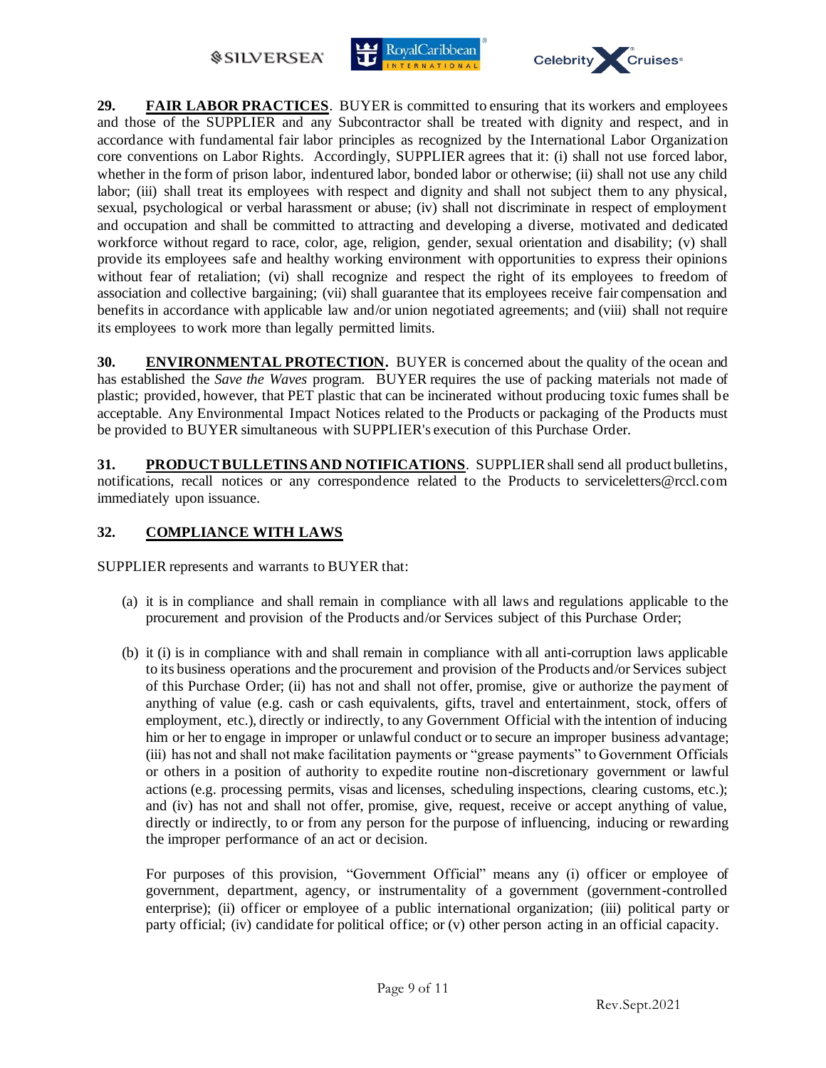**29. FAIR LABOR PRACTICES**. BUYER is committed to ensuring that its workers and employees and those of the SUPPLIER and any Subcontractor shall be treated with dignity and respect, and in accordance with fundamental fair labor principles as recognized by the International Labor Organization core conventions on Labor Rights. Accordingly, SUPPLIER agrees that it: (i) shall not use forced labor, whether in the form of prison labor, indentured labor, bonded labor or otherwise; (ii) shall not use any child labor; (iii) shall treat its employees with respect and dignity and shall not subject them to any physical, sexual, psychological or verbal harassment or abuse; (iv) shall not discriminate in respect of employment and occupation and shall be committed to attracting and developing a diverse, motivated and dedicated workforce without regard to race, color, age, religion, gender, sexual orientation and disability; (v) shall provide its employees safe and healthy working environment with opportunities to express their opinions without fear of retaliation; (vi) shall recognize and respect the right of its employees to freedom of association and collective bargaining; (vii) shall guarantee that its employees receive fair compensation and benefits in accordance with applicable law and/or union negotiated agreements; and (viii) shall not require its employees to work more than legally permitted limits.

**30. ENVIRONMENTAL PROTECTION.** BUYER is concerned about the quality of the ocean and has established the *Save the Waves* program. BUYER requires the use of packing materials not made of plastic; provided, however, that PET plastic that can be incinerated without producing toxic fumes shall be acceptable. Any Environmental Impact Notices related to the Products or packaging of the Products must be provided to BUYER simultaneous with SUPPLIER's execution of this Purchase Order.

**31. PRODUCT BULLETINS AND NOTIFICATIONS**. SUPPLIER shall send all product bulletins, notifications, recall notices or any correspondence related to the Products to serviceletters@rccl.com immediately upon issuance.

**32. COMPLIANCE WITH LAWS**

SUPPLIER represents and warrants to BUYER that:

(a) it is in compliance and shall remain in compliance with all laws and regulations applicable to the procurement and provision of the Products and/or Services subject of this Purchase Order;

(b) it (i) is in compliance with and shall remain in compliance with all anti-corruption laws applicable to its business operations and the procurement and provision of the Products and/or Services subject of this Purchase Order; (ii) has not and shall not offer, promise, give or authorize the payment of anything of value (e.g. cash or cash equivalents, gifts, travel and entertainment, stock, offers of employment, etc.), directly or indirectly, to any Government Official with the intention of inducing him or her to engage in improper or unlawful conduct or to secure an improper business advantage; (iii) has not and shall not make facilitation payments or "grease payments" to Government Officials or others in a position of authority to expedite routine non-discretionary government or lawful actions (e.g. processing permits, visas and licenses, scheduling inspections, clearing customs, etc.); and (iv) has not and shall not offer, promise, give, request, receive or accept anything of value, directly or indirectly, to or from any person for the purpose of influencing, inducing or rewarding the improper performance of an act or decision.

For purposes of this provision, "Government Official" means any (i) officer or employee of government, department, agency, or instrumentality of a government (government-controlled enterprise); (ii) officer or employee of a public international organization; (iii) political party or party official; (iv) candidate for political office; or (v) other person acting in an official capacity.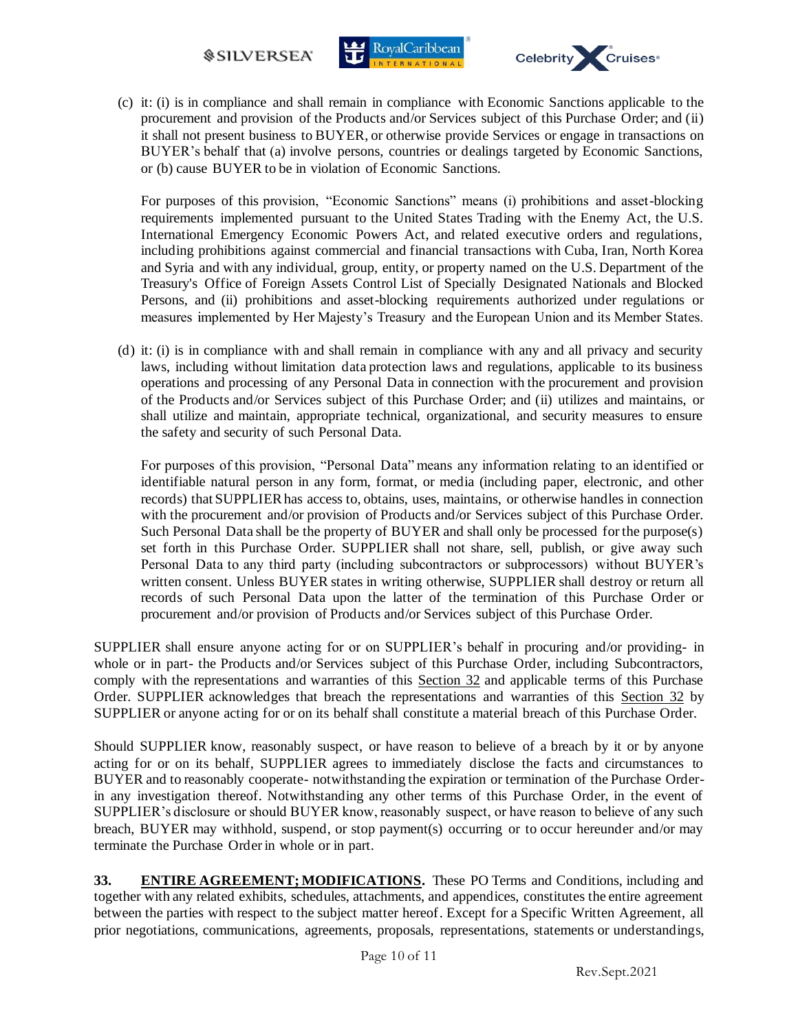(c) it: (i) is in compliance and shall remain in compliance with Economic Sanctions applicable to the procurement and provision of the Products and/or Services subject of this Purchase Order; and (ii) it shall not present business to BUYER, or otherwise provide Services or engage in transactions on BUYER's behalf that (a) involve persons, countries or dealings targeted by Economic Sanctions, or (b) cause BUYER to be in violation of Economic Sanctions.

For purposes of this provision, "Economic Sanctions" means (i) prohibitions and asset-blocking requirements implemented pursuant to the United States Trading with the Enemy Act, the U.S. International Emergency Economic Powers Act, and related executive orders and regulations, including prohibitions against commercial and financial transactions with Cuba, Iran, North Korea and Syria and with any individual, group, entity, or property named on the U.S. Department of the Treasury's Office of Foreign Assets Control List of Specially Designated Nationals and Blocked Persons, and (ii) prohibitions and asset-blocking requirements authorized under regulations or measures implemented by Her Majesty's Treasury and the European Union and its Member States.

(d) it: (i) is in compliance with and shall remain in compliance with any and all privacy and security laws, including without limitation data protection laws and regulations, applicable to its business operations and processing of any Personal Data in connection with the procurement and provision of the Products and/or Services subject of this Purchase Order; and (ii) utilizes and maintains, or shall utilize and maintain, appropriate technical, organizational, and security measures to ensure the safety and security of such Personal Data.

For purposes of this provision, "Personal Data" means any information relating to an identified or identifiable natural person in any form, format, or media (including paper, electronic, and other records) that SUPPLIER has access to, obtains, uses, maintains, or otherwise handles in connection with the procurement and/or provision of Products and/or Services subject of this Purchase Order. Such Personal Data shall be the property of BUYER and shall only be processed for the purpose(s) set forth in this Purchase Order. SUPPLIER shall not share, sell, publish, or give away such Personal Data to any third party (including subcontractors or subprocessors) without BUYER's written consent. Unless BUYER states in writing otherwise, SUPPLIER shall destroy or return all records of such Personal Data upon the latter of the termination of this Purchase Order or procurement and/or provision of Products and/or Services subject of this Purchase Order.

SUPPLIER shall ensure anyone acting for or on SUPPLIER's behalf in procuring and/or providing- in whole or in part- the Products and/or Services subject of this Purchase Order, including Subcontractors, comply with the representations and warranties of this Section 32 and applicable terms of this Purchase Order. SUPPLIER acknowledges that breach the representations and warranties of this Section 32 by SUPPLIER or anyone acting for or on its behalf shall constitute a material breach of this Purchase Order.

Should SUPPLIER know, reasonably suspect, or have reason to believe of a breach by it or by anyone acting for or on its behalf, SUPPLIER agrees to immediately disclose the facts and circumstances to BUYER and to reasonably cooperate- notwithstanding the expiration or termination of the Purchase Order- in any investigation thereof. Notwithstanding any other terms of this Purchase Order, in the event of SUPPLIER's disclosure or should BUYER know, reasonably suspect, or have reason to believe of any such breach, BUYER may withhold, suspend, or stop payment(s) occurring or to occur hereunder and/or may terminate the Purchase Order in whole or in part.

**33. ENTIRE AGREEMENT; MODIFICATIONS.** These PO Terms and Conditions, including and together with any related exhibits, schedules, attachments, and appendices, constitutes the entire agreement between the parties with respect to the subject matter hereof. Except for a Specific Written Agreement, all prior negotiations, communications, agreements, proposals, representations, statements or understandings,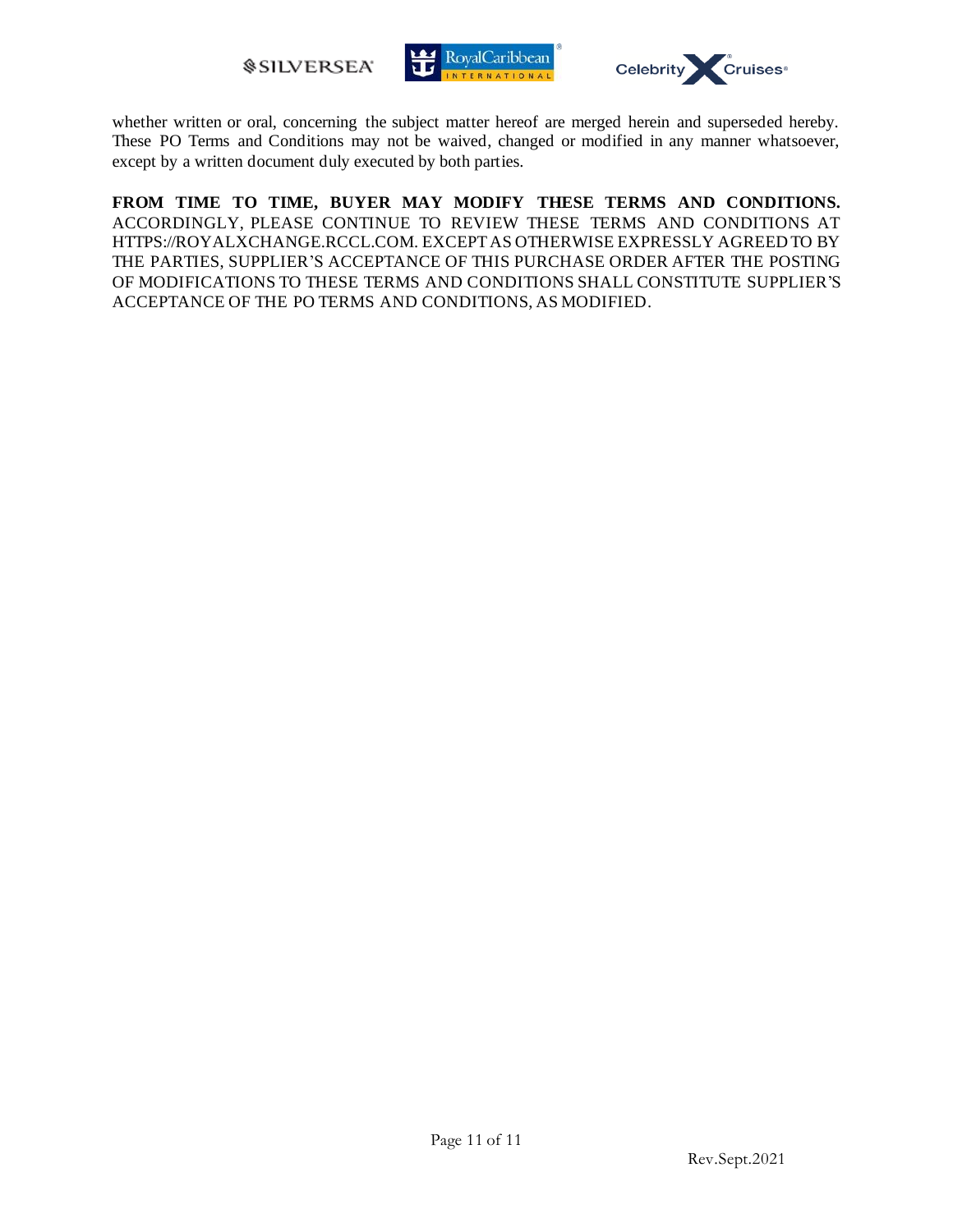whether written or oral, concerning the subject matter hereof are merged herein and superseded hereby. These PO Terms and Conditions may not be waived, changed or modified in any manner whatsoever, except by a written document duly executed by both parties.

**FROM TIME TO TIME, BUYER MAY MODIFY THESE TERMS AND CONDITIONS.** ACCORDINGLY, PLEASE CONTINUE TO REVIEW THESE TERMS AND CONDITIONS AT HTTPS://ROYALXCHANGE.RCCL.COM. EXCEPT AS OTHERWISE EXPRESSLY AGREED TO BY THE PARTIES, SUPPLIER'S ACCEPTANCE OF THIS PURCHASE ORDER AFTER THE POSTING OF MODIFICATIONS TO THESE TERMS AND CONDITIONS SHALL CONSTITUTE SUPPLIER'S ACCEPTANCE OF THE PO TERMS AND CONDITIONS, AS MODIFIED.